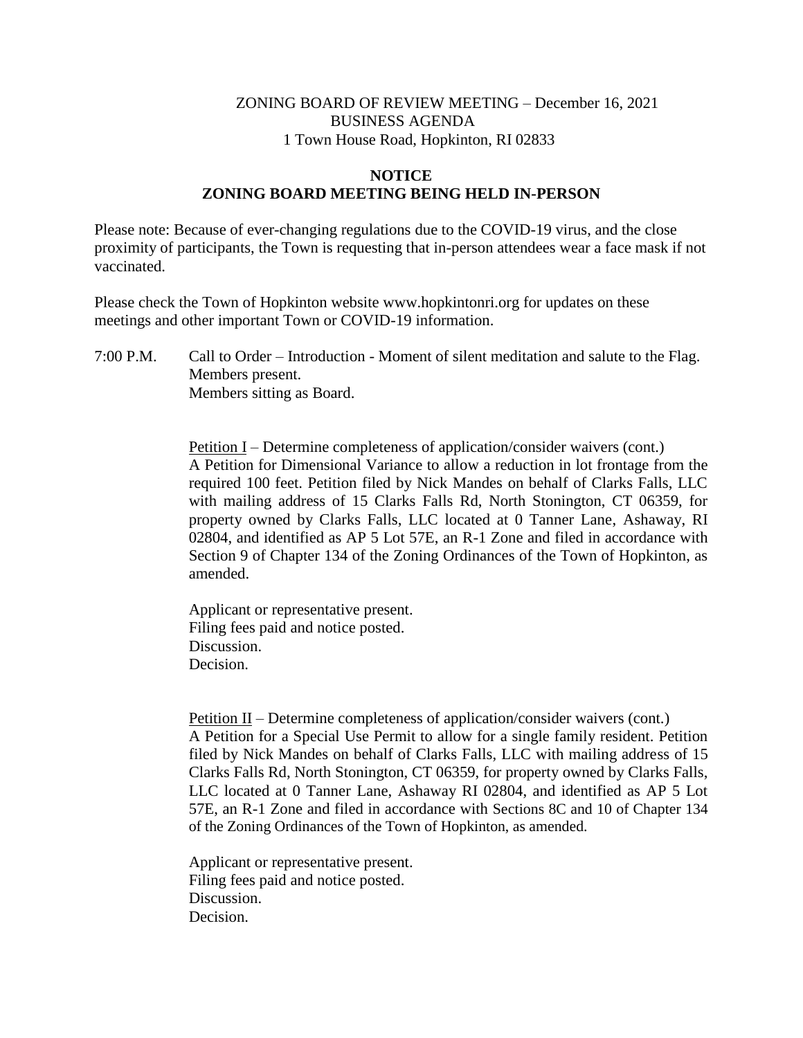ZONING BOARD OF REVIEW MEETING – December 16, 2021
BUSINESS AGENDA
1 Town House Road, Hopkinton, RI 02833

**NOTICE**
**ZONING BOARD MEETING BEING HELD IN-PERSON**

Please note: Because of ever-changing regulations due to the COVID-19 virus, and the close proximity of participants, the Town is requesting that in-person attendees wear a face mask if not vaccinated.

Please check the Town of Hopkinton website www.hopkintonri.org for updates on these meetings and other important Town or COVID-19 information.

7:00 P.M. Call to Order – Introduction - Moment of silent meditation and salute to the Flag.
Members present.
Members sitting as Board.

<u>Petition I</u> – Determine completeness of application/consider waivers (cont.)
A Petition for Dimensional Variance to allow a reduction in lot frontage from the required 100 feet. Petition filed by Nick Mandes on behalf of Clarks Falls, LLC with mailing address of 15 Clarks Falls Rd, North Stonington, CT 06359, for property owned by Clarks Falls, LLC located at 0 Tanner Lane, Ashaway, RI 02804, and identified as AP 5 Lot 57E, an R-1 Zone and filed in accordance with Section 9 of Chapter 134 of the Zoning Ordinances of the Town of Hopkinton, as amended.

Applicant or representative present.
Filing fees paid and notice posted.
Discussion.
Decision.

<u>Petition II</u> – Determine completeness of application/consider waivers (cont.)
A Petition for a Special Use Permit to allow for a single family resident. Petition filed by Nick Mandes on behalf of Clarks Falls, LLC with mailing address of 15 Clarks Falls Rd, North Stonington, CT 06359, for property owned by Clarks Falls, LLC located at 0 Tanner Lane, Ashaway RI 02804, and identified as AP 5 Lot 57E, an R-1 Zone and filed in accordance with Sections 8C and 10 of Chapter 134 of the Zoning Ordinances of the Town of Hopkinton, as amended.

Applicant or representative present.
Filing fees paid and notice posted.
Discussion.
Decision.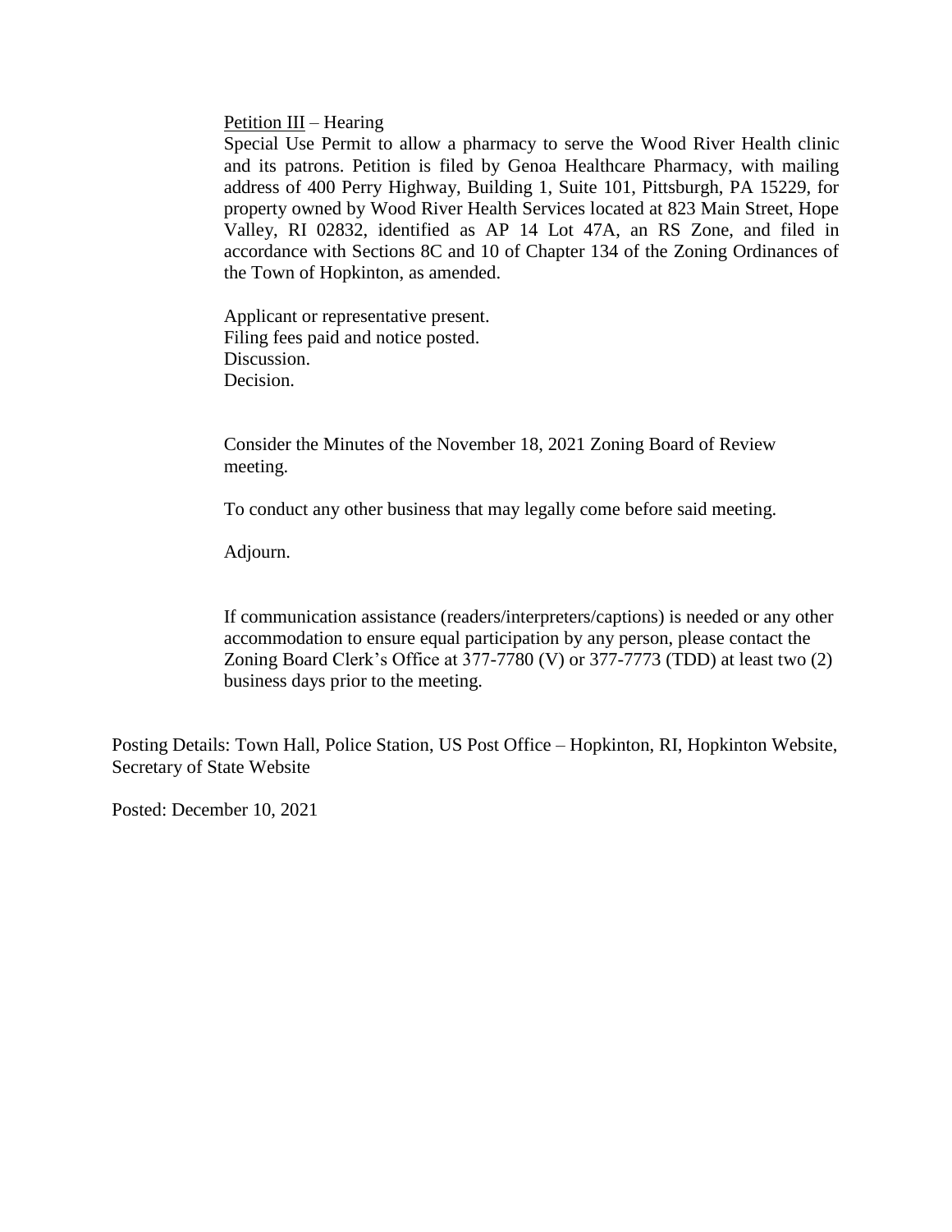Petition III – Hearing

Special Use Permit to allow a pharmacy to serve the Wood River Health clinic and its patrons. Petition is filed by Genoa Healthcare Pharmacy, with mailing address of 400 Perry Highway, Building 1, Suite 101, Pittsburgh, PA 15229, for property owned by Wood River Health Services located at 823 Main Street, Hope Valley, RI 02832, identified as AP 14 Lot 47A, an RS Zone, and filed in accordance with Sections 8C and 10 of Chapter 134 of the Zoning Ordinances of the Town of Hopkinton, as amended.

Applicant or representative present.
Filing fees paid and notice posted.
Discussion.
Decision.

Consider the Minutes of the November 18, 2021 Zoning Board of Review meeting.

To conduct any other business that may legally come before said meeting.

Adjourn.

If communication assistance (readers/interpreters/captions) is needed or any other accommodation to ensure equal participation by any person, please contact the Zoning Board Clerk's Office at 377-7780 (V) or 377-7773 (TDD) at least two (2) business days prior to the meeting.

Posting Details: Town Hall, Police Station, US Post Office – Hopkinton, RI, Hopkinton Website, Secretary of State Website

Posted: December 10, 2021